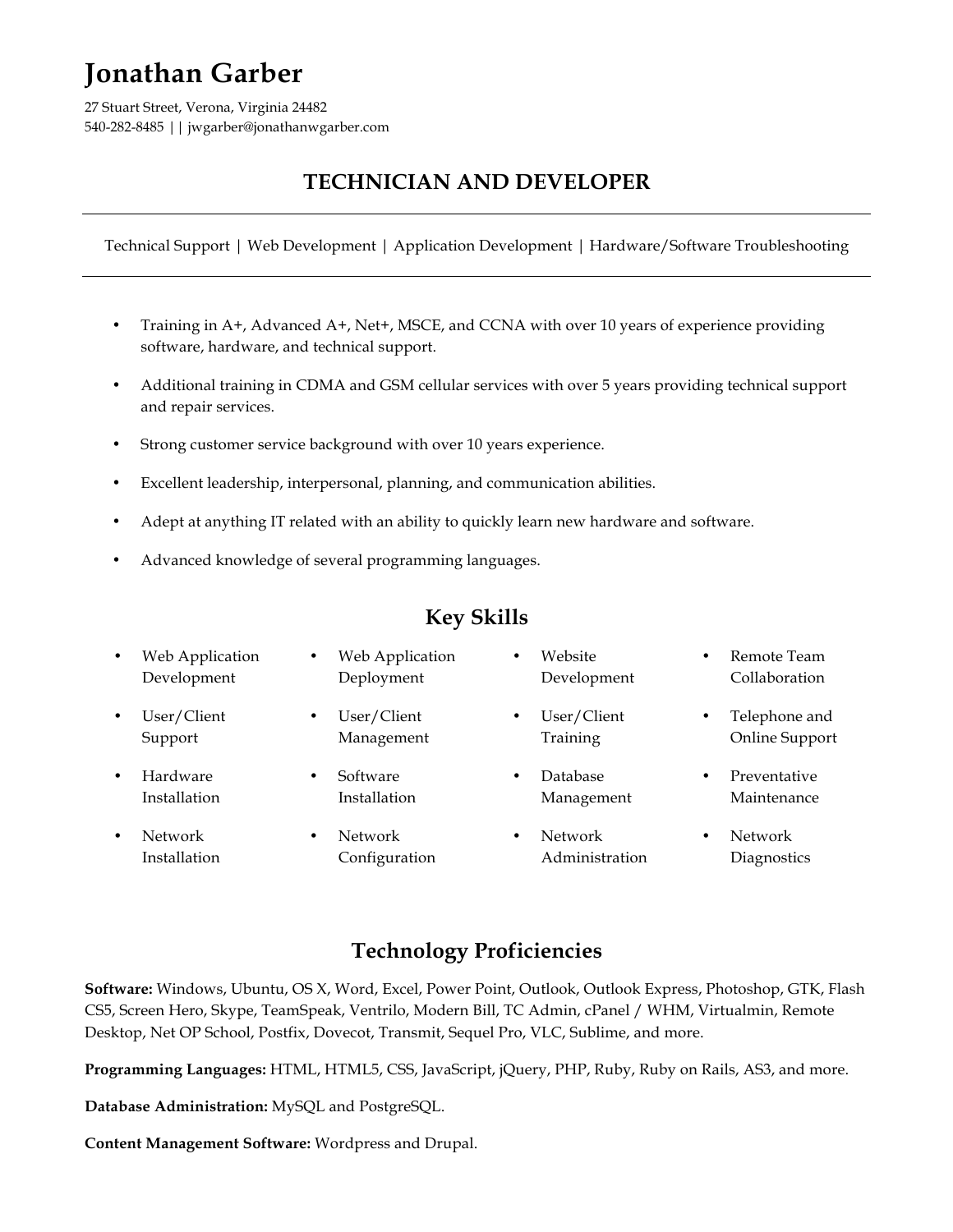# Jonathan Garber

27 Stuart Street, Verona, Virginia 24482
540-282-8485 || jwgarber@jonathanwgarber.com

## TECHNICIAN AND DEVELOPER

---

Technical Support | Web Development | Application Development | Hardware/Software Troubleshooting

---

- Training in A+, Advanced A+, Net+, MSCE, and CCNA with over 10 years of experience providing software, hardware, and technical support.
- Additional training in CDMA and GSM cellular services with over 5 years providing technical support and repair services.
- Strong customer service background with over 10 years experience.
- Excellent leadership, interpersonal, planning, and communication abilities.
- Adept at anything IT related with an ability to quickly learn new hardware and software.
- Advanced knowledge of several programming languages.

## Key Skills

- Web Application Development
- Web Application Deployment
- Website Development
- Remote Team Collaboration
- User/Client Support
- User/Client Management
- User/Client Training
- Telephone and Online Support
- Hardware Installation
- Software Installation
- Database Management
- Preventative Maintenance
- Network Installation
- Network Configuration
- Network Administration
- Network Diagnostics

## Technology Proficiencies

**Software:** Windows, Ubuntu, OS X, Word, Excel, Power Point, Outlook, Outlook Express, Photoshop, GTK, Flash CS5, Screen Hero, Skype, TeamSpeak, Ventrilo, Modern Bill, TC Admin, cPanel / WHM, Virtualmin, Remote Desktop, Net OP School, Postfix, Dovecot, Transmit, Sequel Pro, VLC, Sublime, and more.

**Programming Languages:** HTML, HTML5, CSS, JavaScript, jQuery, PHP, Ruby, Ruby on Rails, AS3, and more.

**Database Administration:** MySQL and PostgreSQL.

**Content Management Software:** Wordpress and Drupal.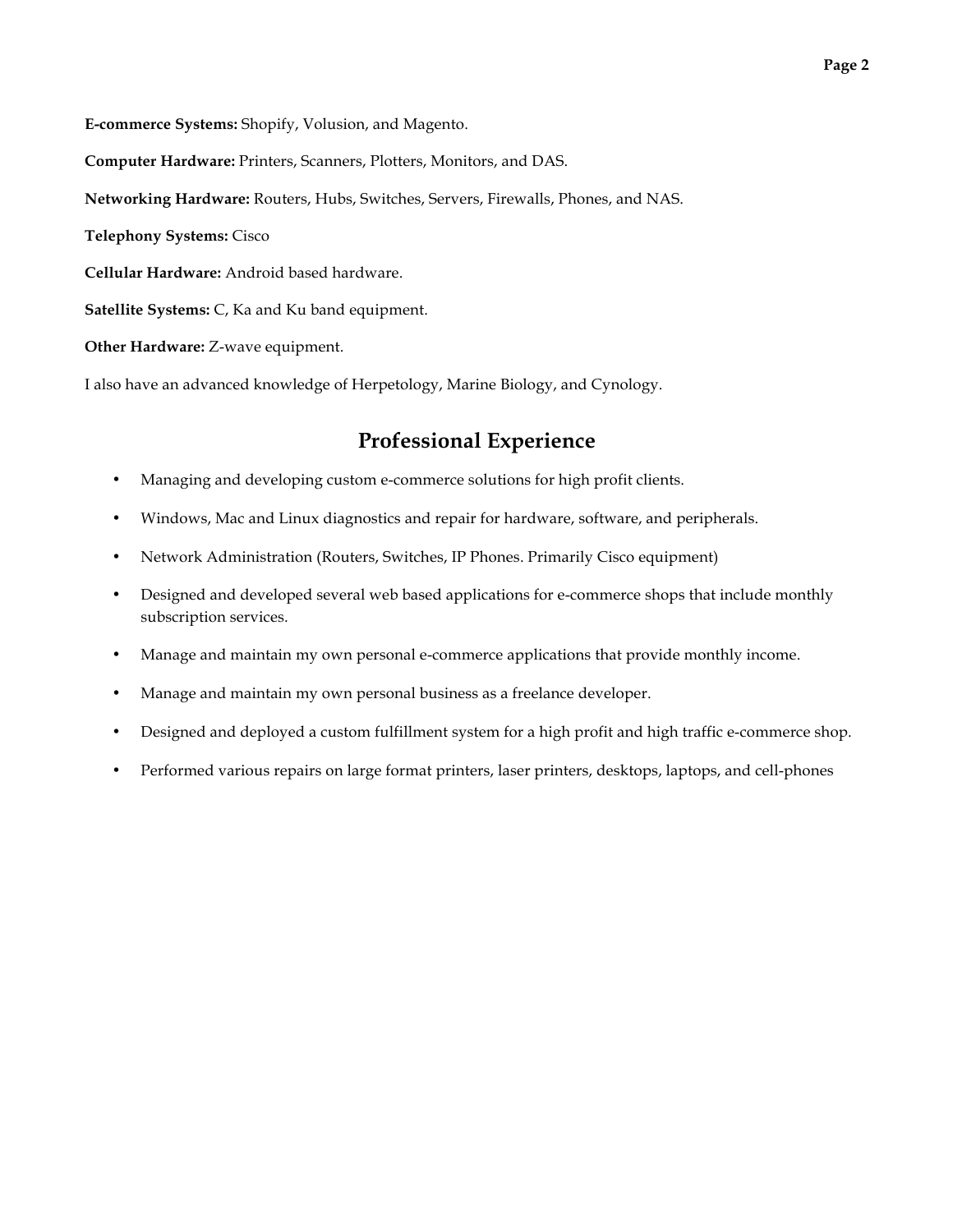**E-commerce Systems:** Shopify, Volusion, and Magento.

**Computer Hardware:** Printers, Scanners, Plotters, Monitors, and DAS.

**Networking Hardware:** Routers, Hubs, Switches, Servers, Firewalls, Phones, and NAS.

**Telephony Systems:** Cisco

**Cellular Hardware:** Android based hardware.

**Satellite Systems:** C, Ka and Ku band equipment.

**Other Hardware:** Z-wave equipment.

I also have an advanced knowledge of Herpetology, Marine Biology, and Cynology.

## Professional Experience

- Managing and developing custom e-commerce solutions for high profit clients.
- Windows, Mac and Linux diagnostics and repair for hardware, software, and peripherals.
- Network Administration (Routers, Switches, IP Phones. Primarily Cisco equipment)
- Designed and developed several web based applications for e-commerce shops that include monthly subscription services.
- Manage and maintain my own personal e-commerce applications that provide monthly income.
- Manage and maintain my own personal business as a freelance developer.
- Designed and deployed a custom fulfillment system for a high profit and high traffic e-commerce shop.
- Performed various repairs on large format printers, laser printers, desktops, laptops, and cell-phones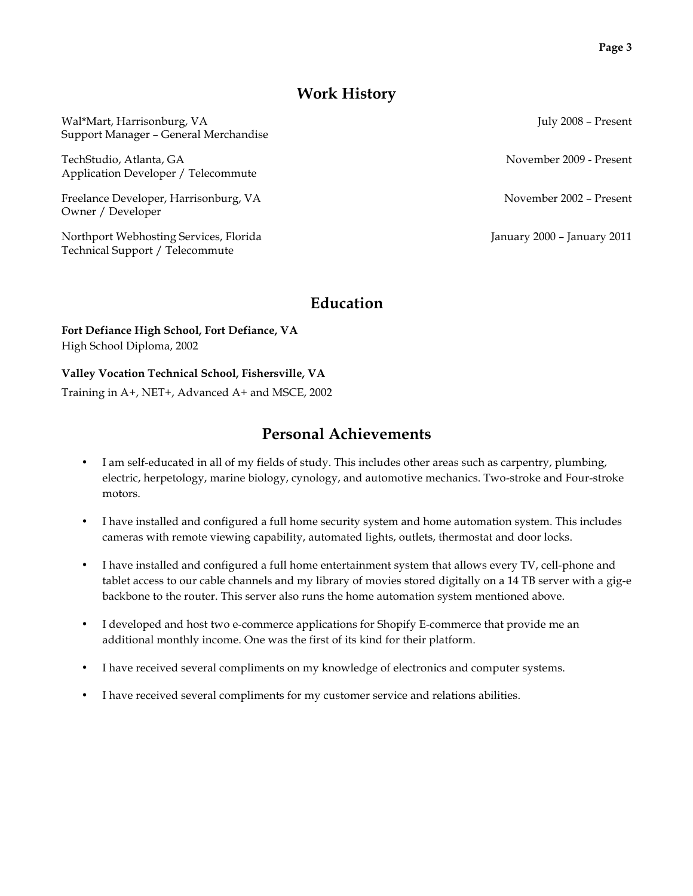## Work History

Wal*Mart, Harrisonburg, VA — July 2008 – Present
Support Manager – General Merchandise

TechStudio, Atlanta, GA — November 2009 - Present
Application Developer / Telecommute

Freelance Developer, Harrisonburg, VA — November 2002 – Present
Owner / Developer

Northport Webhosting Services, Florida — January 2000 – January 2011
Technical Support / Telecommute

## Education

**Fort Defiance High School, Fort Defiance, VA**
High School Diploma, 2002

**Valley Vocation Technical School, Fishersville, VA**
Training in A+, NET+, Advanced A+ and MSCE, 2002

## Personal Achievements

- I am self-educated in all of my fields of study. This includes other areas such as carpentry, plumbing, electric, herpetology, marine biology, cynology, and automotive mechanics. Two-stroke and Four-stroke motors.
- I have installed and configured a full home security system and home automation system. This includes cameras with remote viewing capability, automated lights, outlets, thermostat and door locks.
- I have installed and configured a full home entertainment system that allows every TV, cell-phone and tablet access to our cable channels and my library of movies stored digitally on a 14 TB server with a gig-e backbone to the router. This server also runs the home automation system mentioned above.
- I developed and host two e-commerce applications for Shopify E-commerce that provide me an additional monthly income. One was the first of its kind for their platform.
- I have received several compliments on my knowledge of electronics and computer systems.
- I have received several compliments for my customer service and relations abilities.